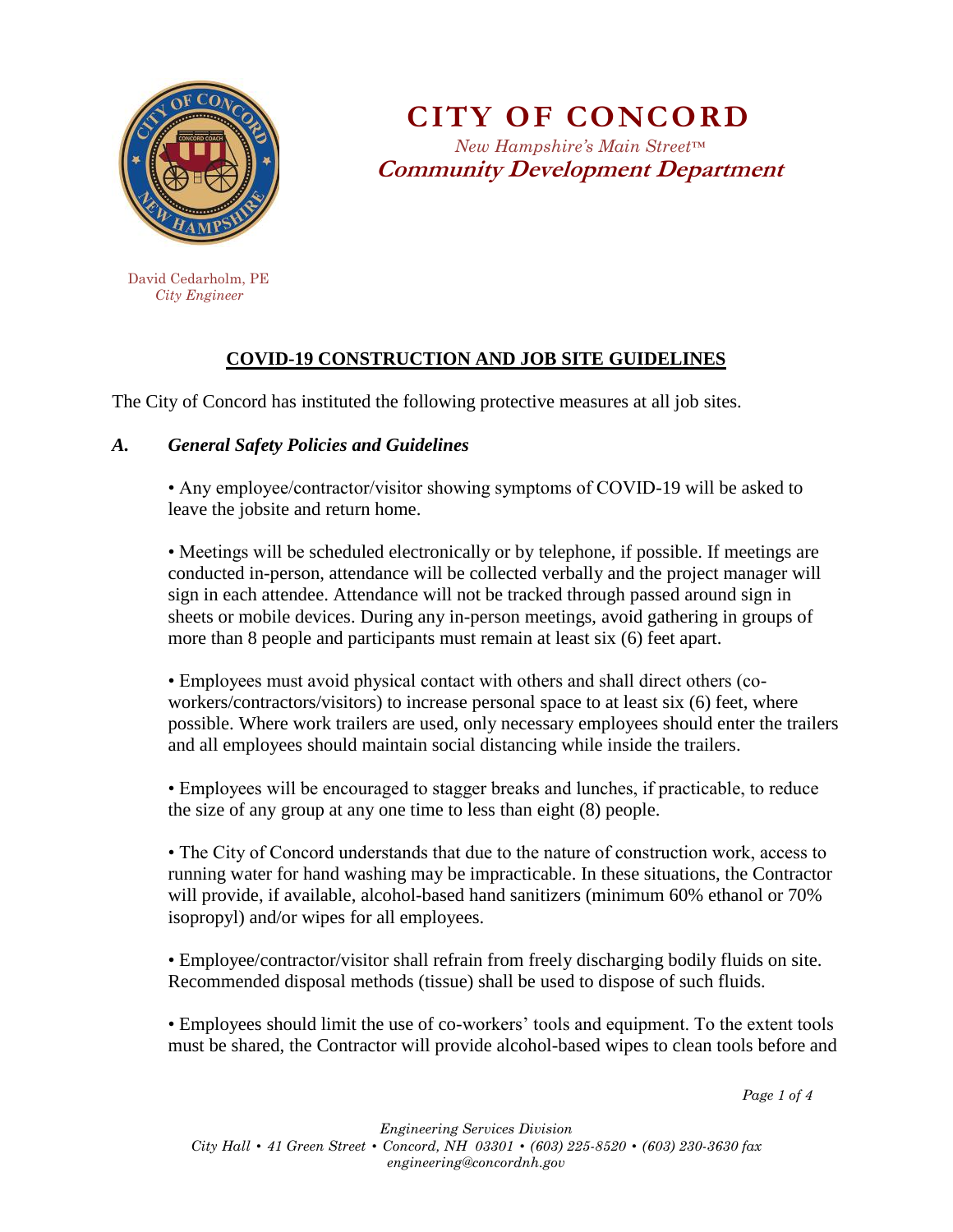# CITY OF CONCORD

*New Hampshire's Main Street™*

***Community Development Department***

David Cedarholm, PE
*City Engineer*

## COVID-19 CONSTRUCTION AND JOB SITE GUIDELINES

The City of Concord has instituted the following protective measures at all job sites.

### *A. General Safety Policies and Guidelines*

• Any employee/contractor/visitor showing symptoms of COVID-19 will be asked to leave the jobsite and return home.

• Meetings will be scheduled electronically or by telephone, if possible. If meetings are conducted in-person, attendance will be collected verbally and the project manager will sign in each attendee. Attendance will not be tracked through passed around sign in sheets or mobile devices. During any in-person meetings, avoid gathering in groups of more than 8 people and participants must remain at least six (6) feet apart.

• Employees must avoid physical contact with others and shall direct others (co-workers/contractors/visitors) to increase personal space to at least six (6) feet, where possible. Where work trailers are used, only necessary employees should enter the trailers and all employees should maintain social distancing while inside the trailers.

• Employees will be encouraged to stagger breaks and lunches, if practicable, to reduce the size of any group at any one time to less than eight (8) people.

• The City of Concord understands that due to the nature of construction work, access to running water for hand washing may be impracticable. In these situations, the Contractor will provide, if available, alcohol-based hand sanitizers (minimum 60% ethanol or 70% isopropyl) and/or wipes for all employees.

• Employee/contractor/visitor shall refrain from freely discharging bodily fluids on site. Recommended disposal methods (tissue) shall be used to dispose of such fluids.

• Employees should limit the use of co-workers' tools and equipment. To the extent tools must be shared, the Contractor will provide alcohol-based wipes to clean tools before and

*Engineering Services Division*
*City Hall • 41 Green Street • Concord, NH 03301 • (603) 225-8520 • (603) 230-3630 fax*
*engineering@concordnh.gov*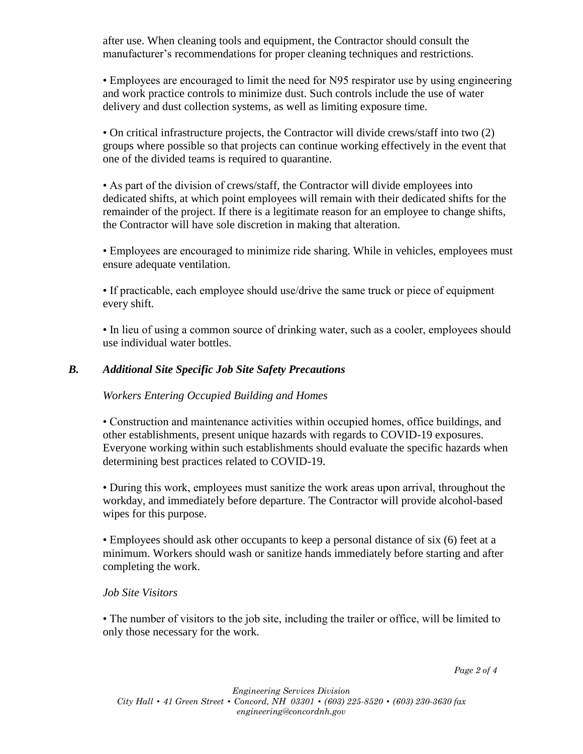after use. When cleaning tools and equipment, the Contractor should consult the manufacturer's recommendations for proper cleaning techniques and restrictions.

• Employees are encouraged to limit the need for N95 respirator use by using engineering and work practice controls to minimize dust. Such controls include the use of water delivery and dust collection systems, as well as limiting exposure time.

• On critical infrastructure projects, the Contractor will divide crews/staff into two (2) groups where possible so that projects can continue working effectively in the event that one of the divided teams is required to quarantine.

• As part of the division of crews/staff, the Contractor will divide employees into dedicated shifts, at which point employees will remain with their dedicated shifts for the remainder of the project. If there is a legitimate reason for an employee to change shifts, the Contractor will have sole discretion in making that alteration.

• Employees are encouraged to minimize ride sharing. While in vehicles, employees must ensure adequate ventilation.

• If practicable, each employee should use/drive the same truck or piece of equipment every shift.

• In lieu of using a common source of drinking water, such as a cooler, employees should use individual water bottles.

### *B. Additional Site Specific Job Site Safety Precautions*

*Workers Entering Occupied Building and Homes*

• Construction and maintenance activities within occupied homes, office buildings, and other establishments, present unique hazards with regards to COVID-19 exposures. Everyone working within such establishments should evaluate the specific hazards when determining best practices related to COVID-19.

• During this work, employees must sanitize the work areas upon arrival, throughout the workday, and immediately before departure. The Contractor will provide alcohol-based wipes for this purpose.

• Employees should ask other occupants to keep a personal distance of six (6) feet at a minimum. Workers should wash or sanitize hands immediately before starting and after completing the work.

*Job Site Visitors*

• The number of visitors to the job site, including the trailer or office, will be limited to only those necessary for the work.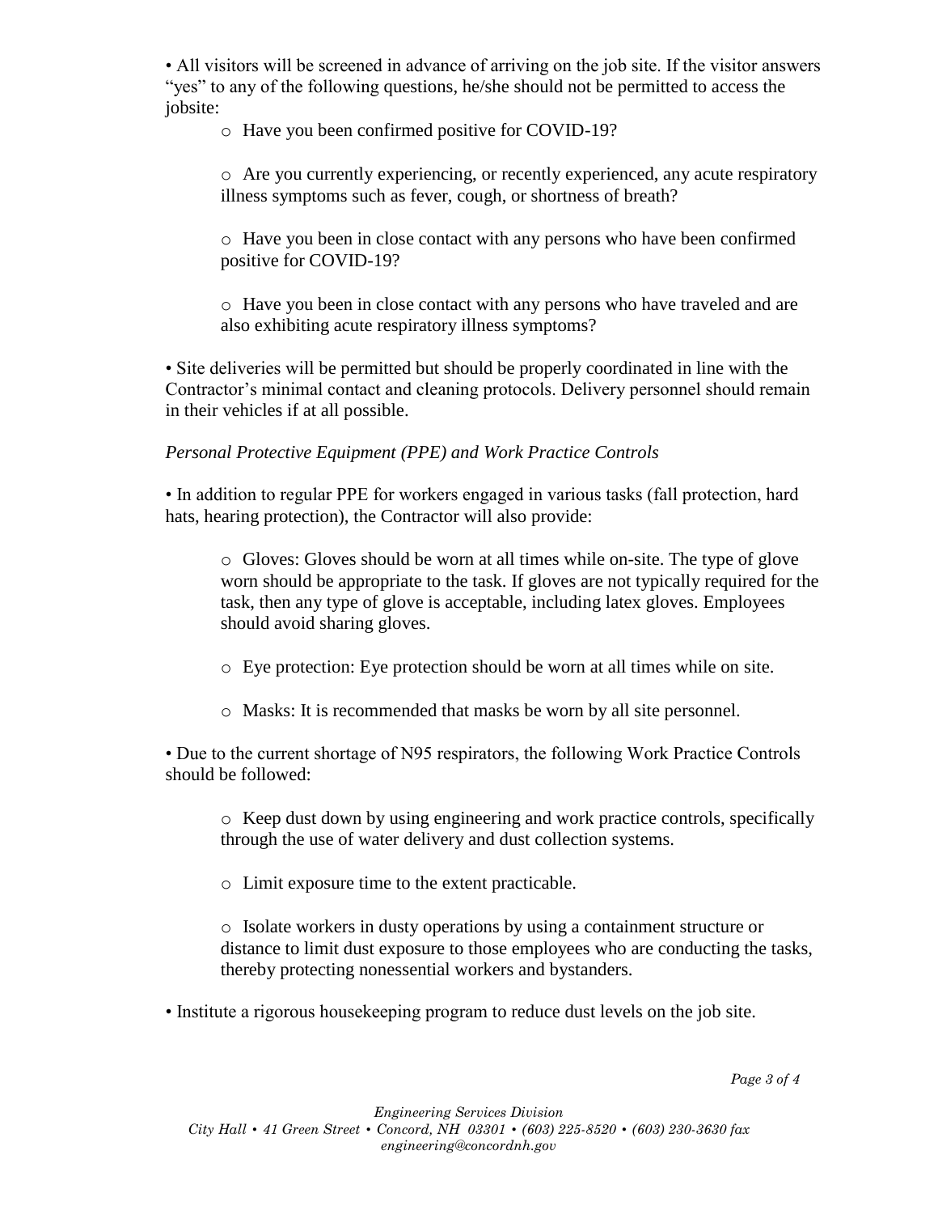- All visitors will be screened in advance of arriving on the job site. If the visitor answers "yes" to any of the following questions, he/she should not be permitted to access the jobsite:
  - Have you been confirmed positive for COVID-19?
  - Are you currently experiencing, or recently experienced, any acute respiratory illness symptoms such as fever, cough, or shortness of breath?
  - Have you been in close contact with any persons who have been confirmed positive for COVID-19?
  - Have you been in close contact with any persons who have traveled and are also exhibiting acute respiratory illness symptoms?
- Site deliveries will be permitted but should be properly coordinated in line with the Contractor's minimal contact and cleaning protocols. Delivery personnel should remain in their vehicles if at all possible.

*Personal Protective Equipment (PPE) and Work Practice Controls*

- In addition to regular PPE for workers engaged in various tasks (fall protection, hard hats, hearing protection), the Contractor will also provide:
  - Gloves: Gloves should be worn at all times while on-site. The type of glove worn should be appropriate to the task. If gloves are not typically required for the task, then any type of glove is acceptable, including latex gloves. Employees should avoid sharing gloves.
  - Eye protection: Eye protection should be worn at all times while on site.
  - Masks: It is recommended that masks be worn by all site personnel.
- Due to the current shortage of N95 respirators, the following Work Practice Controls should be followed:
  - Keep dust down by using engineering and work practice controls, specifically through the use of water delivery and dust collection systems.
  - Limit exposure time to the extent practicable.
  - Isolate workers in dusty operations by using a containment structure or distance to limit dust exposure to those employees who are conducting the tasks, thereby protecting nonessential workers and bystanders.
- Institute a rigorous housekeeping program to reduce dust levels on the job site.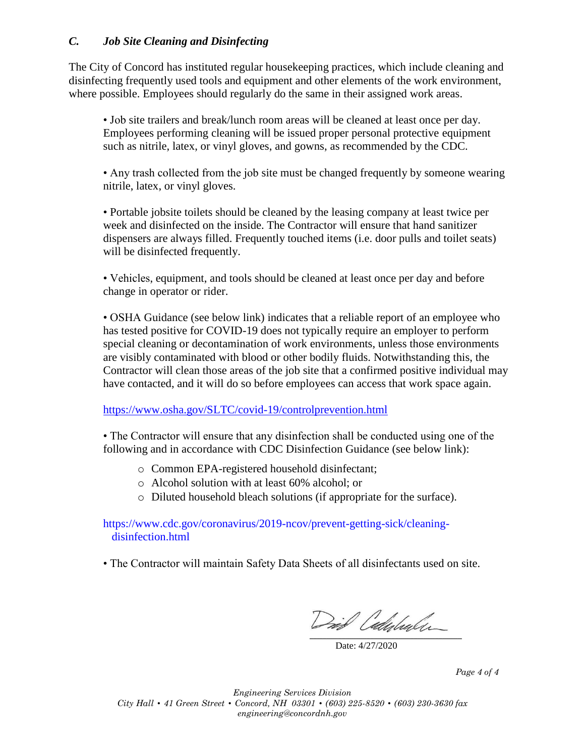### *C. Job Site Cleaning and Disinfecting*

The City of Concord has instituted regular housekeeping practices, which include cleaning and disinfecting frequently used tools and equipment and other elements of the work environment, where possible. Employees should regularly do the same in their assigned work areas.

- Job site trailers and break/lunch room areas will be cleaned at least once per day. Employees performing cleaning will be issued proper personal protective equipment such as nitrile, latex, or vinyl gloves, and gowns, as recommended by the CDC.

- Any trash collected from the job site must be changed frequently by someone wearing nitrile, latex, or vinyl gloves.

- Portable jobsite toilets should be cleaned by the leasing company at least twice per week and disinfected on the inside. The Contractor will ensure that hand sanitizer dispensers are always filled. Frequently touched items (i.e. door pulls and toilet seats) will be disinfected frequently.

- Vehicles, equipment, and tools should be cleaned at least once per day and before change in operator or rider.

- OSHA Guidance (see below link) indicates that a reliable report of an employee who has tested positive for COVID-19 does not typically require an employer to perform special cleaning or decontamination of work environments, unless those environments are visibly contaminated with blood or other bodily fluids. Notwithstanding this, the Contractor will clean those areas of the job site that a confirmed positive individual may have contacted, and it will do so before employees can access that work space again.

  https://www.osha.gov/SLTC/covid-19/controlprevention.html

- The Contractor will ensure that any disinfection shall be conducted using one of the following and in accordance with CDC Disinfection Guidance (see below link):
  - Common EPA-registered household disinfectant;
  - Alcohol solution with at least 60% alcohol; or
  - Diluted household bleach solutions (if appropriate for the surface).

  https://www.cdc.gov/coronavirus/2019-ncov/prevent-getting-sick/cleaning-disinfection.html

- The Contractor will maintain Safety Data Sheets of all disinfectants used on site.

Date: 4/27/2020

*Engineering Services Division*
*City Hall • 41 Green Street • Concord, NH 03301 • (603) 225-8520 • (603) 230-3630 fax*
*engineering@concordnh.gov*